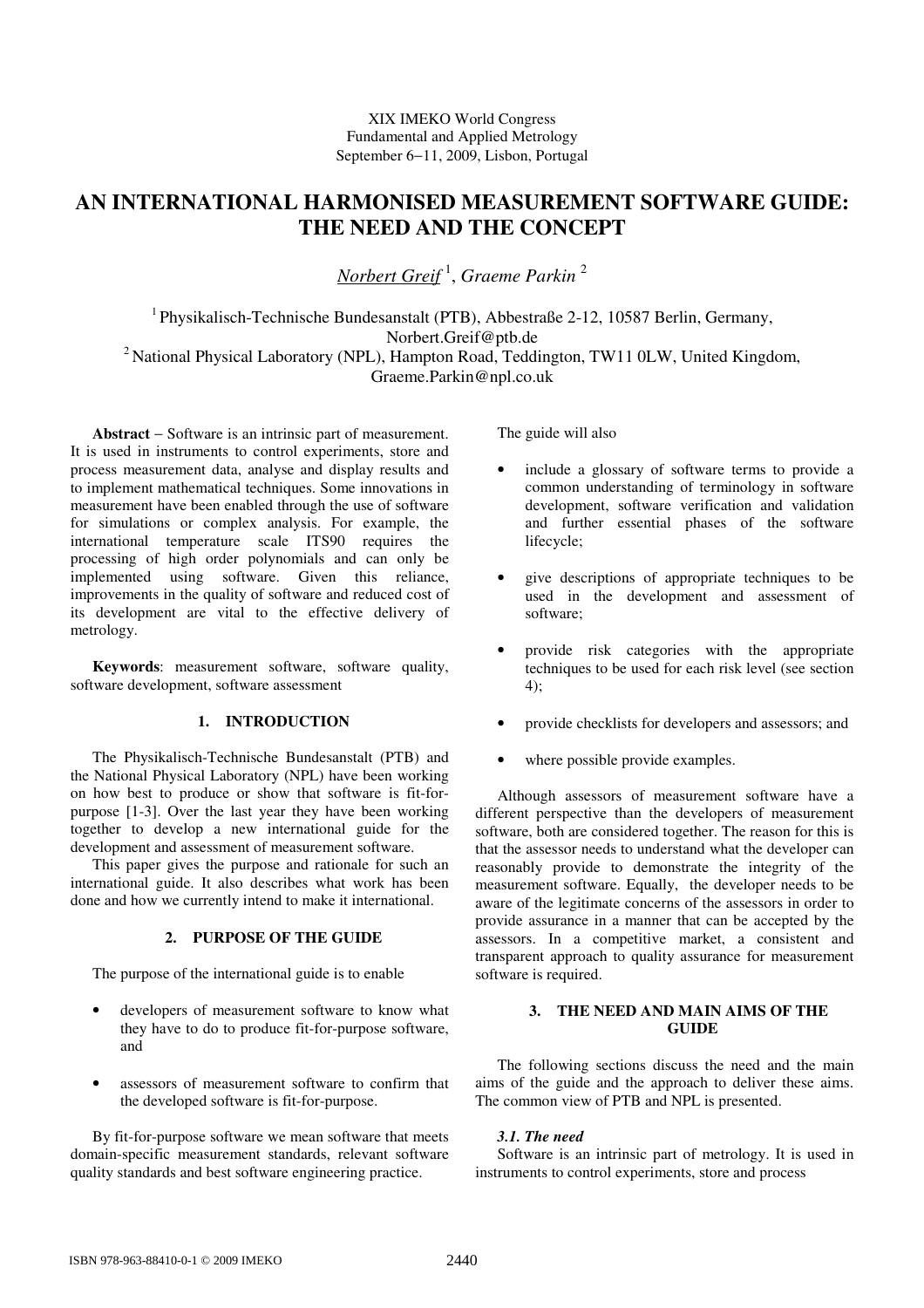XIX IMEKO World Congress
Fundamental and Applied Metrology
September 6−11, 2009, Lisbon, Portugal

# AN INTERNATIONAL HARMONISED MEASUREMENT SOFTWARE GUIDE: THE NEED AND THE CONCEPT

*Norbert Greif* [1], *Graeme Parkin* [2]

[1] Physikalisch-Technische Bundesanstalt (PTB), Abbestraße 2-12, 10587 Berlin, Germany, Norbert.Greif@ptb.de
[2] National Physical Laboratory (NPL), Hampton Road, Teddington, TW11 0LW, United Kingdom, Graeme.Parkin@npl.co.uk

**Abstract** − Software is an intrinsic part of measurement. It is used in instruments to control experiments, store and process measurement data, analyse and display results and to implement mathematical techniques. Some innovations in measurement have been enabled through the use of software for simulations or complex analysis. For example, the international temperature scale ITS90 requires the processing of high order polynomials and can only be implemented using software. Given this reliance, improvements in the quality of software and reduced cost of its development are vital to the effective delivery of metrology.

**Keywords**: measurement software, software quality, software development, software assessment

## 1. INTRODUCTION

The Physikalisch-Technische Bundesanstalt (PTB) and the National Physical Laboratory (NPL) have been working on how best to produce or show that software is fit-for-purpose [1-3]. Over the last year they have been working together to develop a new international guide for the development and assessment of measurement software.

This paper gives the purpose and rationale for such an international guide. It also describes what work has been done and how we currently intend to make it international.

## 2. PURPOSE OF THE GUIDE

The purpose of the international guide is to enable

- developers of measurement software to know what they have to do to produce fit-for-purpose software, and
- assessors of measurement software to confirm that the developed software is fit-for-purpose.

By fit-for-purpose software we mean software that meets domain-specific measurement standards, relevant software quality standards and best software engineering practice.

The guide will also

- include a glossary of software terms to provide a common understanding of terminology in software development, software verification and validation and further essential phases of the software lifecycle;
- give descriptions of appropriate techniques to be used in the development and assessment of software;
- provide risk categories with the appropriate techniques to be used for each risk level (see section 4);
- provide checklists for developers and assessors; and
- where possible provide examples.

Although assessors of measurement software have a different perspective than the developers of measurement software, both are considered together. The reason for this is that the assessor needs to understand what the developer can reasonably provide to demonstrate the integrity of the measurement software. Equally, the developer needs to be aware of the legitimate concerns of the assessors in order to provide assurance in a manner that can be accepted by the assessors. In a competitive market, a consistent and transparent approach to quality assurance for measurement software is required.

## 3. THE NEED AND MAIN AIMS OF THE GUIDE

The following sections discuss the need and the main aims of the guide and the approach to deliver these aims. The common view of PTB and NPL is presented.

### *3.1. The need*

Software is an intrinsic part of metrology. It is used in instruments to control experiments, store and process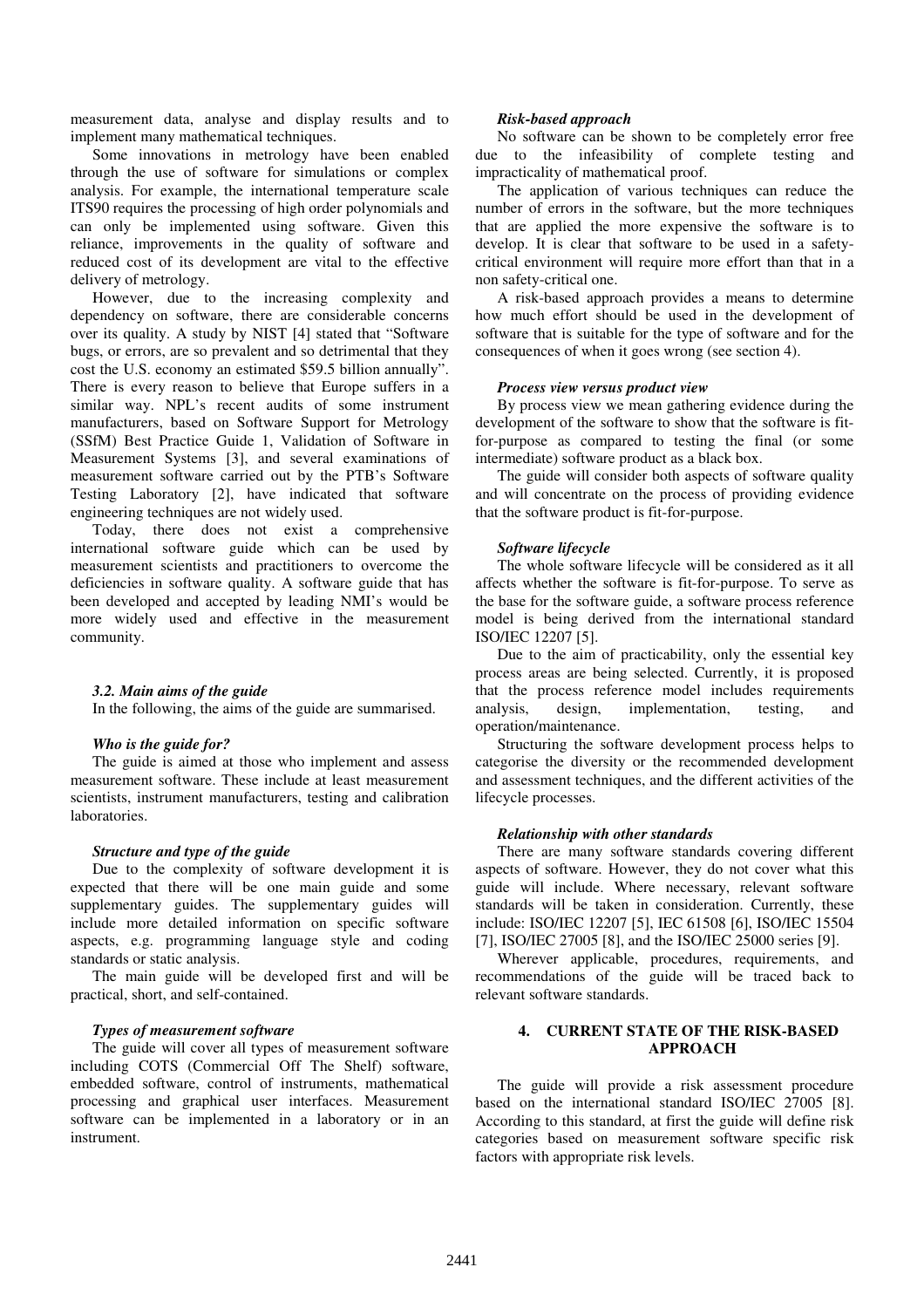measurement data, analyse and display results and to implement many mathematical techniques.

Some innovations in metrology have been enabled through the use of software for simulations or complex analysis. For example, the international temperature scale ITS90 requires the processing of high order polynomials and can only be implemented using software. Given this reliance, improvements in the quality of software and reduced cost of its development are vital to the effective delivery of metrology.

However, due to the increasing complexity and dependency on software, there are considerable concerns over its quality. A study by NIST [4] stated that "Software bugs, or errors, are so prevalent and so detrimental that they cost the U.S. economy an estimated $59.5 billion annually". There is every reason to believe that Europe suffers in a similar way. NPL's recent audits of some instrument manufacturers, based on Software Support for Metrology (SSfM) Best Practice Guide 1, Validation of Software in Measurement Systems [3], and several examinations of measurement software carried out by the PTB's Software Testing Laboratory [2], have indicated that software engineering techniques are not widely used.

Today, there does not exist a comprehensive international software guide which can be used by measurement scientists and practitioners to overcome the deficiencies in software quality. A software guide that has been developed and accepted by leading NMI's would be more widely used and effective in the measurement community.

### 3.2. Main aims of the guide

In the following, the aims of the guide are summarised.

***Who is the guide for?***

The guide is aimed at those who implement and assess measurement software. These include at least measurement scientists, instrument manufacturers, testing and calibration laboratories.

***Structure and type of the guide***

Due to the complexity of software development it is expected that there will be one main guide and some supplementary guides. The supplementary guides will include more detailed information on specific software aspects, e.g. programming language style and coding standards or static analysis.

The main guide will be developed first and will be practical, short, and self-contained.

***Types of measurement software***

The guide will cover all types of measurement software including COTS (Commercial Off The Shelf) software, embedded software, control of instruments, mathematical processing and graphical user interfaces. Measurement software can be implemented in a laboratory or in an instrument.

***Risk-based approach***

No software can be shown to be completely error free due to the infeasibility of complete testing and impracticality of mathematical proof.

The application of various techniques can reduce the number of errors in the software, but the more techniques that are applied the more expensive the software is to develop. It is clear that software to be used in a safety-critical environment will require more effort than that in a non safety-critical one.

A risk-based approach provides a means to determine how much effort should be used in the development of software that is suitable for the type of software and for the consequences of when it goes wrong (see section 4).

***Process view versus product view***

By process view we mean gathering evidence during the development of the software to show that the software is fit-for-purpose as compared to testing the final (or some intermediate) software product as a black box.

The guide will consider both aspects of software quality and will concentrate on the process of providing evidence that the software product is fit-for-purpose.

***Software lifecycle***

The whole software lifecycle will be considered as it all affects whether the software is fit-for-purpose. To serve as the base for the software guide, a software process reference model is being derived from the international standard ISO/IEC 12207 [5].

Due to the aim of practicability, only the essential key process areas are being selected. Currently, it is proposed that the process reference model includes requirements analysis, design, implementation, testing, and operation/maintenance.

Structuring the software development process helps to categorise the diversity or the recommended development and assessment techniques, and the different activities of the lifecycle processes.

***Relationship with other standards***

There are many software standards covering different aspects of software. However, they do not cover what this guide will include. Where necessary, relevant software standards will be taken in consideration. Currently, these include: ISO/IEC 12207 [5], IEC 61508 [6], ISO/IEC 15504 [7], ISO/IEC 27005 [8], and the ISO/IEC 25000 series [9].

Wherever applicable, procedures, requirements, and recommendations of the guide will be traced back to relevant software standards.

## 4. CURRENT STATE OF THE RISK-BASED APPROACH

The guide will provide a risk assessment procedure based on the international standard ISO/IEC 27005 [8]. According to this standard, at first the guide will define risk categories based on measurement software specific risk factors with appropriate risk levels.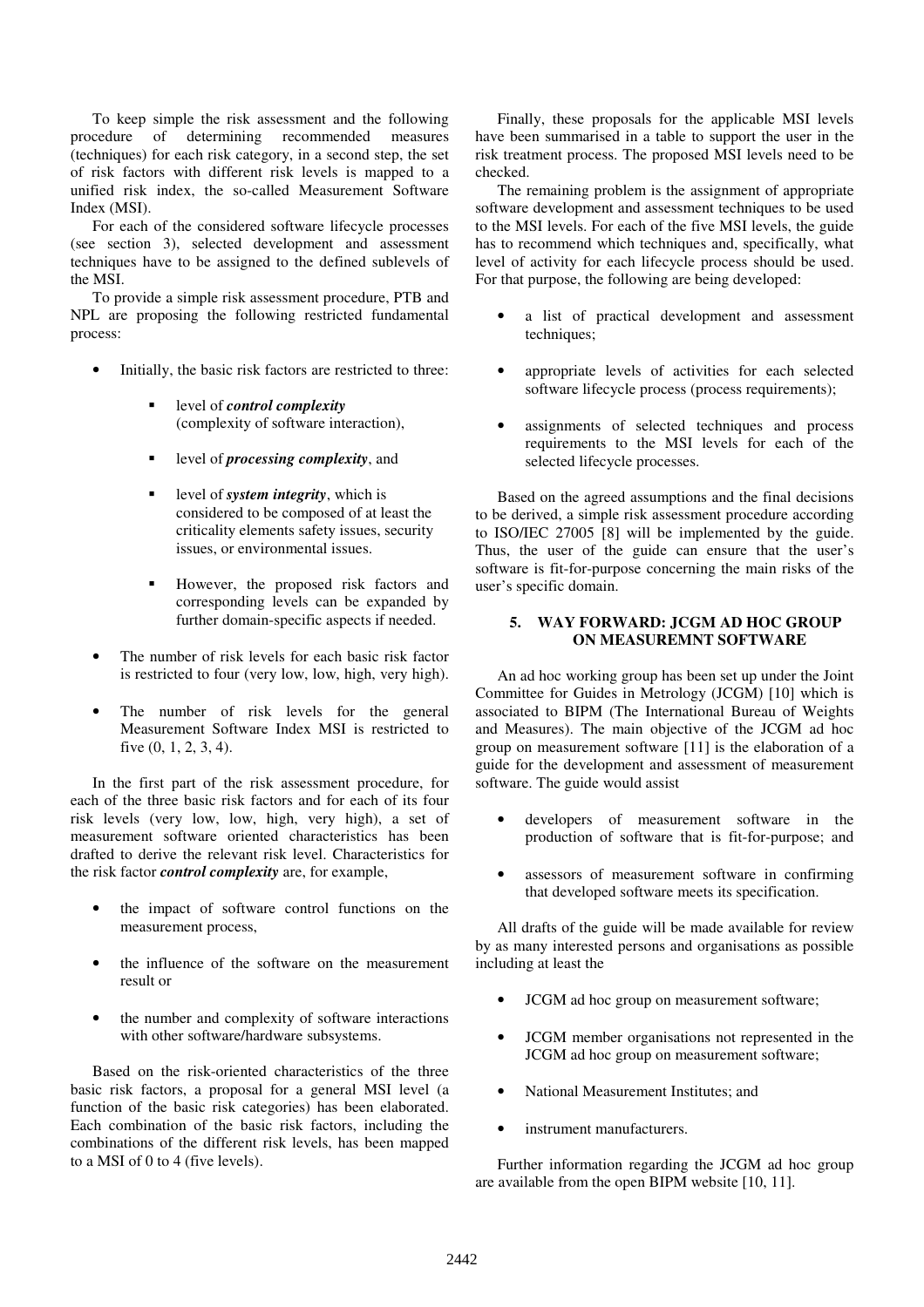To keep simple the risk assessment and the following procedure of determining recommended measures (techniques) for each risk category, in a second step, the set of risk factors with different risk levels is mapped to a unified risk index, the so-called Measurement Software Index (MSI).

For each of the considered software lifecycle processes (see section 3), selected development and assessment techniques have to be assigned to the defined sublevels of the MSI.

To provide a simple risk assessment procedure, PTB and NPL are proposing the following restricted fundamental process:

- Initially, the basic risk factors are restricted to three:
  - level of ***control complexity*** (complexity of software interaction),
  - level of ***processing complexity***, and
  - level of ***system integrity***, which is considered to be composed of at least the criticality elements safety issues, security issues, or environmental issues.
  - However, the proposed risk factors and corresponding levels can be expanded by further domain-specific aspects if needed.
- The number of risk levels for each basic risk factor is restricted to four (very low, low, high, very high).
- The number of risk levels for the general Measurement Software Index MSI is restricted to five (0, 1, 2, 3, 4).

In the first part of the risk assessment procedure, for each of the three basic risk factors and for each of its four risk levels (very low, low, high, very high), a set of measurement software oriented characteristics has been drafted to derive the relevant risk level. Characteristics for the risk factor ***control complexity*** are, for example,

- the impact of software control functions on the measurement process,
- the influence of the software on the measurement result or
- the number and complexity of software interactions with other software/hardware subsystems.

Based on the risk-oriented characteristics of the three basic risk factors, a proposal for a general MSI level (a function of the basic risk categories) has been elaborated. Each combination of the basic risk factors, including the combinations of the different risk levels, has been mapped to a MSI of 0 to 4 (five levels).

Finally, these proposals for the applicable MSI levels have been summarised in a table to support the user in the risk treatment process. The proposed MSI levels need to be checked.

The remaining problem is the assignment of appropriate software development and assessment techniques to be used to the MSI levels. For each of the five MSI levels, the guide has to recommend which techniques and, specifically, what level of activity for each lifecycle process should be used. For that purpose, the following are being developed:

- a list of practical development and assessment techniques;
- appropriate levels of activities for each selected software lifecycle process (process requirements);
- assignments of selected techniques and process requirements to the MSI levels for each of the selected lifecycle processes.

Based on the agreed assumptions and the final decisions to be derived, a simple risk assessment procedure according to ISO/IEC 27005 [8] will be implemented by the guide. Thus, the user of the guide can ensure that the user's software is fit-for-purpose concerning the main risks of the user's specific domain.

## 5. WAY FORWARD: JCGM AD HOC GROUP ON MEASUREMNT SOFTWARE

An ad hoc working group has been set up under the Joint Committee for Guides in Metrology (JCGM) [10] which is associated to BIPM (The International Bureau of Weights and Measures). The main objective of the JCGM ad hoc group on measurement software [11] is the elaboration of a guide for the development and assessment of measurement software. The guide would assist

- developers of measurement software in the production of software that is fit-for-purpose; and
- assessors of measurement software in confirming that developed software meets its specification.

All drafts of the guide will be made available for review by as many interested persons and organisations as possible including at least the

- JCGM ad hoc group on measurement software;
- JCGM member organisations not represented in the JCGM ad hoc group on measurement software;
- National Measurement Institutes; and
- instrument manufacturers.

Further information regarding the JCGM ad hoc group are available from the open BIPM website [10, 11].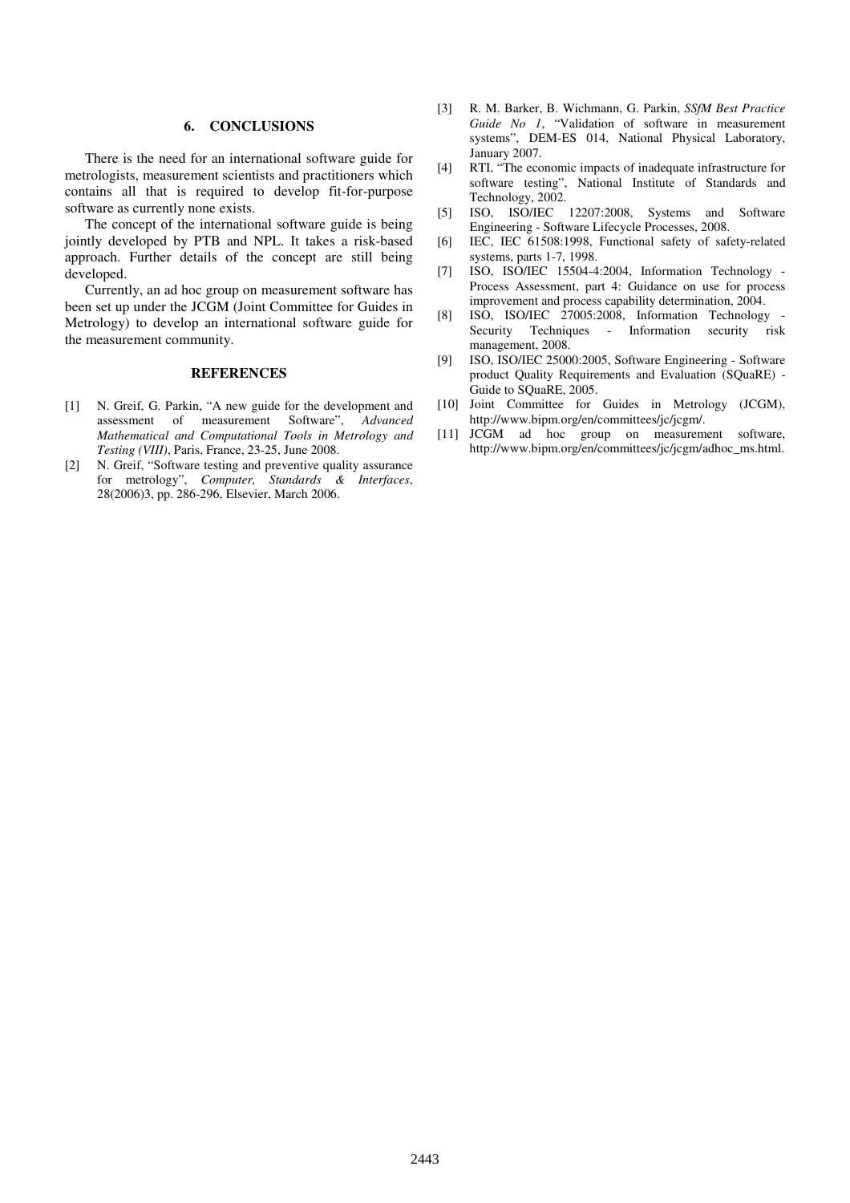## 6. CONCLUSIONS

There is the need for an international software guide for metrologists, measurement scientists and practitioners which contains all that is required to develop fit-for-purpose software as currently none exists.

The concept of the international software guide is being jointly developed by PTB and NPL. It takes a risk-based approach. Further details of the concept are still being developed.

Currently, an ad hoc group on measurement software has been set up under the JCGM (Joint Committee for Guides in Metrology) to develop an international software guide for the measurement community.

## REFERENCES

[1] N. Greif, G. Parkin, "A new guide for the development and assessment of measurement Software", *Advanced Mathematical and Computational Tools in Metrology and Testing (VIII)*, Paris, France, 23-25, June 2008.

[2] N. Greif, "Software testing and preventive quality assurance for metrology", *Computer, Standards & Interfaces*, 28(2006)3, pp. 286-296, Elsevier, March 2006.

[3] R. M. Barker, B. Wichmann, G. Parkin, *SSfM Best Practice Guide No 1*, "Validation of software in measurement systems", DEM-ES 014, National Physical Laboratory, January 2007.

[4] RTI, "The economic impacts of inadequate infrastructure for software testing", National Institute of Standards and Technology, 2002.

[5] ISO, ISO/IEC 12207:2008, Systems and Software Engineering - Software Lifecycle Processes, 2008.

[6] IEC, IEC 61508:1998, Functional safety of safety-related systems, parts 1-7, 1998.

[7] ISO, ISO/IEC 15504-4:2004, Information Technology - Process Assessment, part 4: Guidance on use for process improvement and process capability determination, 2004.

[8] ISO, ISO/IEC 27005:2008, Information Technology - Security Techniques - Information security risk management, 2008.

[9] ISO, ISO/IEC 25000:2005, Software Engineering - Software product Quality Requirements and Evaluation (SQuaRE) - Guide to SQuaRE, 2005.

[10] Joint Committee for Guides in Metrology (JCGM), http://www.bipm.org/en/committees/jc/jcgm/.

[11] JCGM ad hoc group on measurement software, http://www.bipm.org/en/committees/jc/jcgm/adhoc_ms.html.